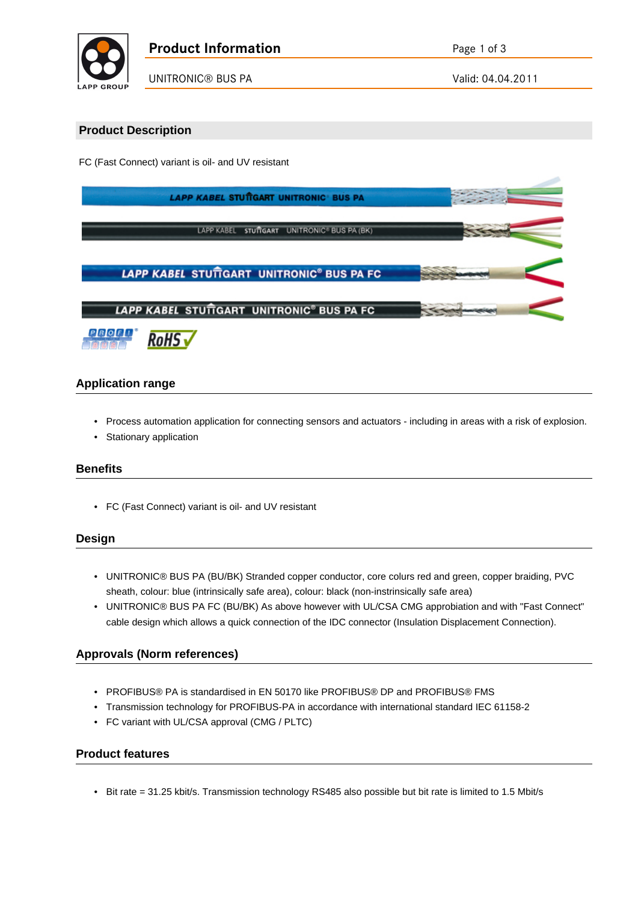## Product Description

FC (Fast Connect) variant is oil- and UV resistant

## Application range

- Process automation application for connecting sensors and actuators - including in areas with a risk of explosion.
- Stationary application

## Benefits

- FC (Fast Connect) variant is oil- and UV resistant

## Design

- UNITRONIC® BUS PA (BU/BK) Stranded copper conductor, core colurs red and green, copper braiding, PVC sheath, colour: blue (intrinsically safe area), colour: black (non-instrinsically safe area)
- UNITRONIC® BUS PA FC (BU/BK) As above however with UL/CSA CMG approbiation and with "Fast Connect" cable design which allows a quick connection of the IDC connector (Insulation Displacement Connection).

## Approvals (Norm references)

- PROFIBUS® PA is standardised in EN 50170 like PROFIBUS® DP and PROFIBUS® FMS
- Transmission technology for PROFIBUS-PA in accordance with international standard IEC 61158-2
- FC variant with UL/CSA approval (CMG / PLTC)

## Product features

- Bit rate = 31.25 kbit/s. Transmission technology RS485 also possible but bit rate is limited to 1.5 Mbit/s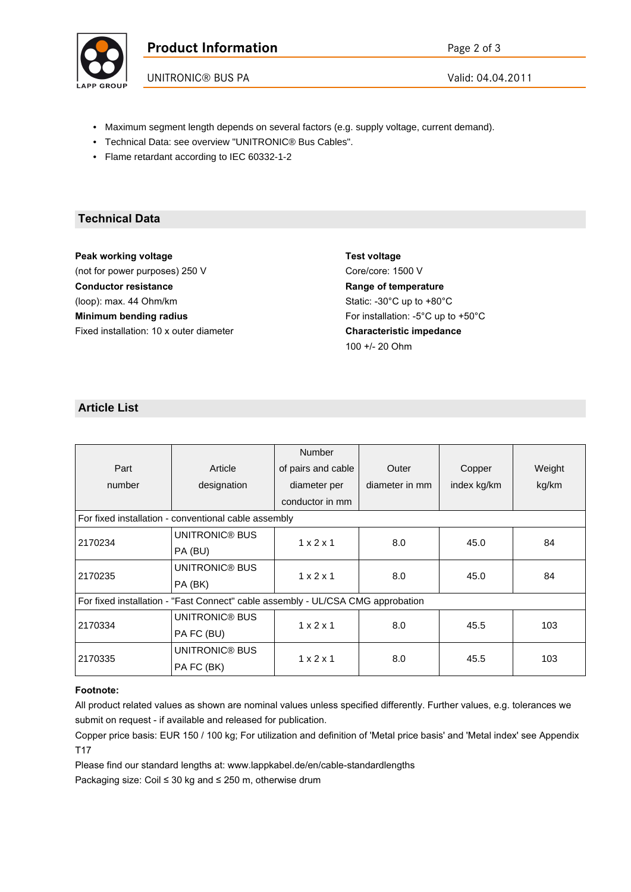- Maximum segment length depends on several factors (e.g. supply voltage, current demand).
- Technical Data: see overview "UNITRONIC® Bus Cables".
- Flame retardant according to IEC 60332-1-2

## Technical Data

**Peak working voltage**
(not for power purposes) 250 V

**Conductor resistance**
(loop): max. 44 Ohm/km

**Minimum bending radius**
Fixed installation: 10 x outer diameter

**Test voltage**
Core/core: 1500 V

**Range of temperature**
Static: -30°C up to +80°C
For installation: -5°C up to +50°C

**Characteristic impedance**
100 +/- 20 Ohm

## Article List

| Part number | Article designation | Number of pairs and cable diameter per conductor in mm | Outer diameter in mm | Copper index kg/km | Weight kg/km |
|---|---|---|---|---|---|
| For fixed installation - conventional cable assembly | | | | | |
| 2170234 | UNITRONIC® BUS PA (BU) | 1 x 2 x 1 | 8.0 | 45.0 | 84 |
| 2170235 | UNITRONIC® BUS PA (BK) | 1 x 2 x 1 | 8.0 | 45.0 | 84 |
| For fixed installation - "Fast Connect" cable assembly - UL/CSA CMG approbation | | | | | |
| 2170334 | UNITRONIC® BUS PA FC (BU) | 1 x 2 x 1 | 8.0 | 45.5 | 103 |
| 2170335 | UNITRONIC® BUS PA FC (BK) | 1 x 2 x 1 | 8.0 | 45.5 | 103 |

**Footnote:**

All product related values as shown are nominal values unless specified differently. Further values, e.g. tolerances we submit on request - if available and released for publication.

Copper price basis: EUR 150 / 100 kg; For utilization and definition of 'Metal price basis' and 'Metal index' see Appendix T17

Please find our standard lengths at: www.lappkabel.de/en/cable-standardlengths

Packaging size: Coil ≤ 30 kg and ≤ 250 m, otherwise drum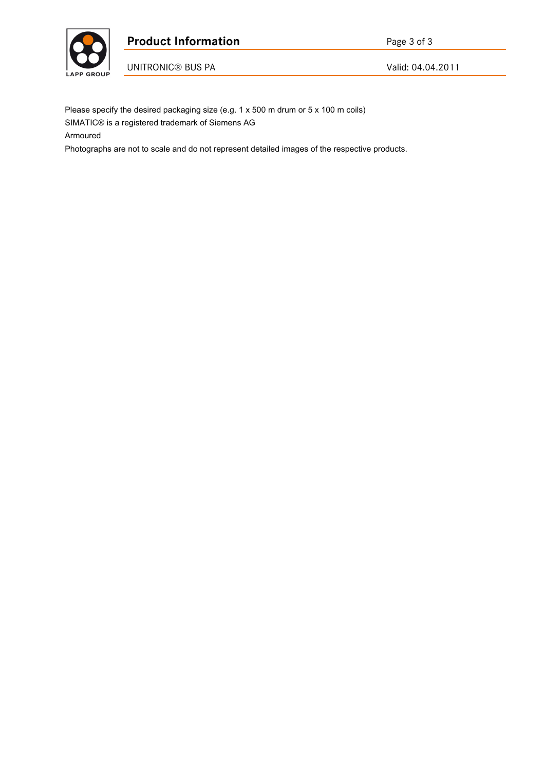Please specify the desired packaging size (e.g. 1 x 500 m drum or 5 x 100 m coils)

SIMATIC® is a registered trademark of Siemens AG

Armoured

Photographs are not to scale and do not represent detailed images of the respective products.